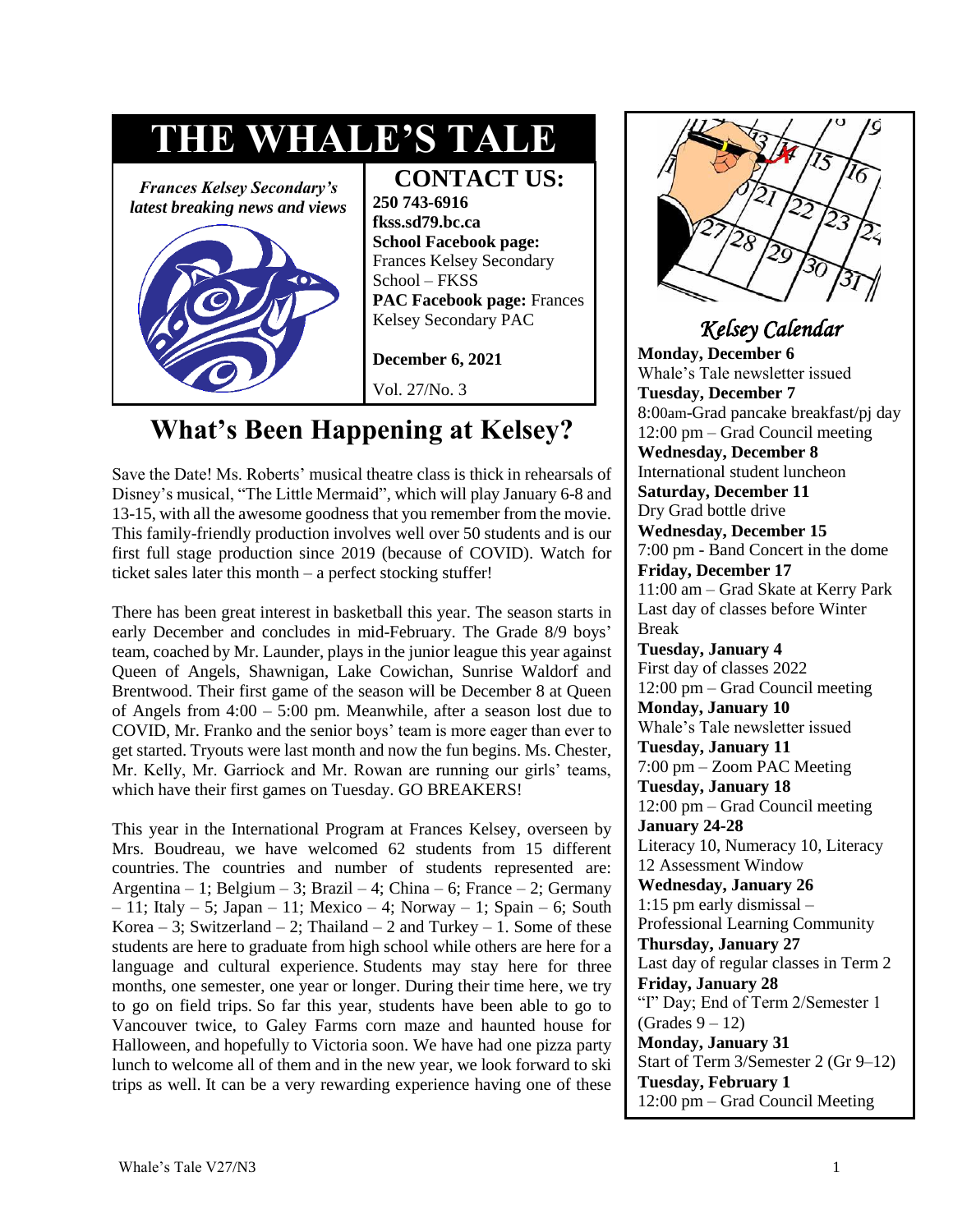# THE WHALE'S TALE

***Frances Kelsey Secondary's latest breaking news and views***

## CONTACT US:

**250 743-6916**
**fkss.sd79.bc.ca**
**School Facebook page:** Frances Kelsey Secondary School – FKSS
**PAC Facebook page:** Frances Kelsey Secondary PAC

**December 6, 2021**

Vol. 27/No. 3

## What's Been Happening at Kelsey?

Save the Date! Ms. Roberts' musical theatre class is thick in rehearsals of Disney's musical, "The Little Mermaid", which will play January 6-8 and 13-15, with all the awesome goodness that you remember from the movie. This family-friendly production involves well over 50 students and is our first full stage production since 2019 (because of COVID). Watch for ticket sales later this month – a perfect stocking stuffer!

There has been great interest in basketball this year. The season starts in early December and concludes in mid-February. The Grade 8/9 boys' team, coached by Mr. Launder, plays in the junior league this year against Queen of Angels, Shawnigan, Lake Cowichan, Sunrise Waldorf and Brentwood. Their first game of the season will be December 8 at Queen of Angels from 4:00 – 5:00 pm. Meanwhile, after a season lost due to COVID, Mr. Franko and the senior boys' team is more eager than ever to get started. Tryouts were last month and now the fun begins. Ms. Chester, Mr. Kelly, Mr. Garriock and Mr. Rowan are running our girls' teams, which have their first games on Tuesday. GO BREAKERS!

This year in the International Program at Frances Kelsey, overseen by Mrs. Boudreau, we have welcomed 62 students from 15 different countries. The countries and number of students represented are: Argentina – 1; Belgium – 3; Brazil – 4; China – 6; France – 2; Germany – 11; Italy – 5; Japan – 11; Mexico – 4; Norway – 1; Spain – 6; South Korea – 3; Switzerland – 2; Thailand – 2 and Turkey – 1. Some of these students are here to graduate from high school while others are here for a language and cultural experience. Students may stay here for three months, one semester, one year or longer. During their time here, we try to go on field trips. So far this year, students have been able to go to Vancouver twice, to Galey Farms corn maze and haunted house for Halloween, and hopefully to Victoria soon. We have had one pizza party lunch to welcome all of them and in the new year, we look forward to ski trips as well. It can be a very rewarding experience having one of these

### *Kelsey Calendar*

**Monday, December 6**
Whale's Tale newsletter issued

**Tuesday, December 7**
8:00am-Grad pancake breakfast/pj day
12:00 pm – Grad Council meeting

**Wednesday, December 8**
International student luncheon

**Saturday, December 11**
Dry Grad bottle drive

**Wednesday, December 15**
7:00 pm - Band Concert in the dome

**Friday, December 17**
11:00 am – Grad Skate at Kerry Park
Last day of classes before Winter Break

**Tuesday, January 4**
First day of classes 2022
12:00 pm – Grad Council meeting

**Monday, January 10**
Whale's Tale newsletter issued

**Tuesday, January 11**
7:00 pm – Zoom PAC Meeting

**Tuesday, January 18**
12:00 pm – Grad Council meeting

**January 24-28**
Literacy 10, Numeracy 10, Literacy 12 Assessment Window

**Wednesday, January 26**
1:15 pm early dismissal – Professional Learning Community

**Thursday, January 27**
Last day of regular classes in Term 2

**Friday, January 28**
"I" Day; End of Term 2/Semester 1 (Grades 9 – 12)

**Monday, January 31**
Start of Term 3/Semester 2 (Gr 9–12)

**Tuesday, February 1**
12:00 pm – Grad Council Meeting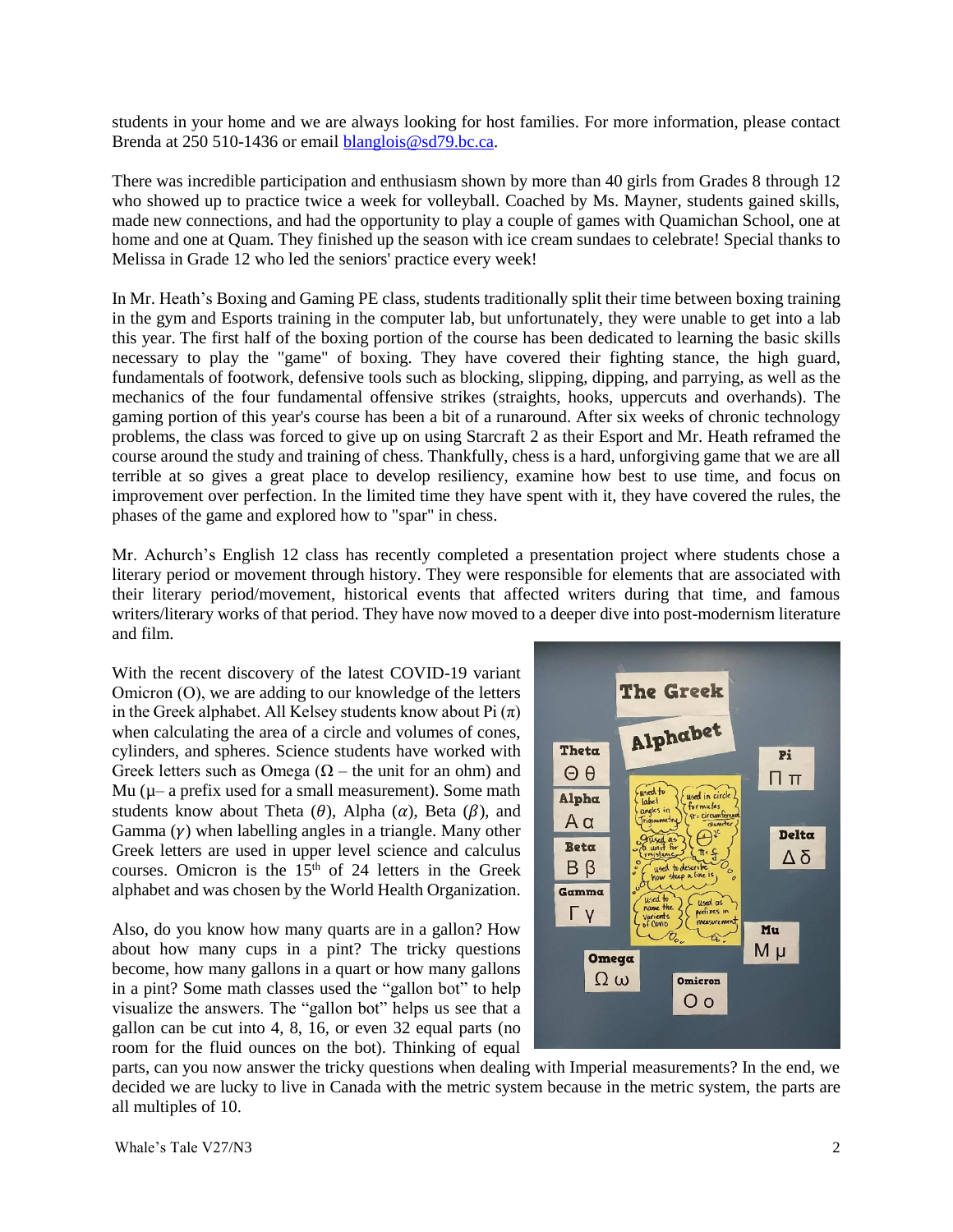students in your home and we are always looking for host families. For more information, please contact Brenda at 250 510-1436 or email blanglois@sd79.bc.ca.

There was incredible participation and enthusiasm shown by more than 40 girls from Grades 8 through 12 who showed up to practice twice a week for volleyball. Coached by Ms. Mayner, students gained skills, made new connections, and had the opportunity to play a couple of games with Quamichan School, one at home and one at Quam. They finished up the season with ice cream sundaes to celebrate! Special thanks to Melissa in Grade 12 who led the seniors' practice every week!

In Mr. Heath's Boxing and Gaming PE class, students traditionally split their time between boxing training in the gym and Esports training in the computer lab, but unfortunately, they were unable to get into a lab this year. The first half of the boxing portion of the course has been dedicated to learning the basic skills necessary to play the "game" of boxing. They have covered their fighting stance, the high guard, fundamentals of footwork, defensive tools such as blocking, slipping, dipping, and parrying, as well as the mechanics of the four fundamental offensive strikes (straights, hooks, uppercuts and overhands). The gaming portion of this year's course has been a bit of a runaround. After six weeks of chronic technology problems, the class was forced to give up on using Starcraft 2 as their Esport and Mr. Heath reframed the course around the study and training of chess. Thankfully, chess is a hard, unforgiving game that we are all terrible at so gives a great place to develop resiliency, examine how best to use time, and focus on improvement over perfection. In the limited time they have spent with it, they have covered the rules, the phases of the game and explored how to "spar" in chess.

Mr. Achurch's English 12 class has recently completed a presentation project where students chose a literary period or movement through history. They were responsible for elements that are associated with their literary period/movement, historical events that affected writers during that time, and famous writers/literary works of that period. They have now moved to a deeper dive into post-modernism literature and film.

With the recent discovery of the latest COVID-19 variant Omicron (O), we are adding to our knowledge of the letters in the Greek alphabet. All Kelsey students know about Pi ($\pi$) when calculating the area of a circle and volumes of cones, cylinders, and spheres. Science students have worked with Greek letters such as Omega ($\Omega$ – the unit for an ohm) and Mu ($\mu$– a prefix used for a small measurement). Some math students know about Theta ($\theta$), Alpha ($\alpha$), Beta ($\beta$), and Gamma ($\gamma$) when labelling angles in a triangle. Many other Greek letters are used in upper level science and calculus courses. Omicron is the 15th of 24 letters in the Greek alphabet and was chosen by the World Health Organization.

Also, do you know how many quarts are in a gallon? How about how many cups in a pint? The tricky questions become, how many gallons in a quart or how many gallons in a pint? Some math classes used the "gallon bot" to help visualize the answers. The "gallon bot" helps us see that a gallon can be cut into 4, 8, 16, or even 32 equal parts (no room for the fluid ounces on the bot). Thinking of equal parts, can you now answer the tricky questions when dealing with Imperial measurements? In the end, we decided we are lucky to live in Canada with the metric system because in the metric system, the parts are all multiples of 10.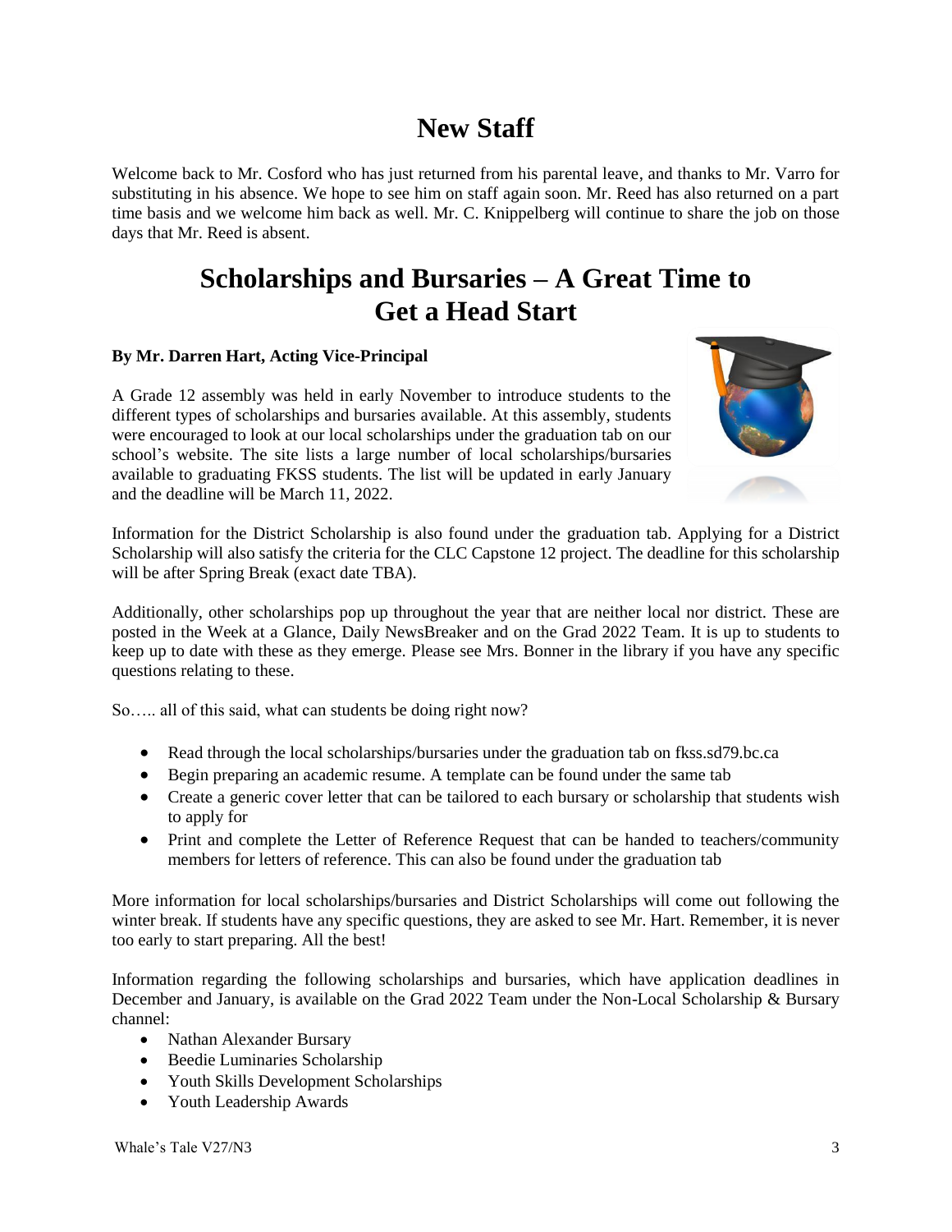# New Staff

Welcome back to Mr. Cosford who has just returned from his parental leave, and thanks to Mr. Varro for substituting in his absence. We hope to see him on staff again soon. Mr. Reed has also returned on a part time basis and we welcome him back as well. Mr. C. Knippelberg will continue to share the job on those days that Mr. Reed is absent.

# Scholarships and Bursaries – A Great Time to Get a Head Start

**By Mr. Darren Hart, Acting Vice-Principal**

A Grade 12 assembly was held in early November to introduce students to the different types of scholarships and bursaries available. At this assembly, students were encouraged to look at our local scholarships under the graduation tab on our school's website. The site lists a large number of local scholarships/bursaries available to graduating FKSS students. The list will be updated in early January and the deadline will be March 11, 2022.

Information for the District Scholarship is also found under the graduation tab. Applying for a District Scholarship will also satisfy the criteria for the CLC Capstone 12 project. The deadline for this scholarship will be after Spring Break (exact date TBA).

Additionally, other scholarships pop up throughout the year that are neither local nor district. These are posted in the Week at a Glance, Daily NewsBreaker and on the Grad 2022 Team. It is up to students to keep up to date with these as they emerge. Please see Mrs. Bonner in the library if you have any specific questions relating to these.

So….. all of this said, what can students be doing right now?

- Read through the local scholarships/bursaries under the graduation tab on fkss.sd79.bc.ca
- Begin preparing an academic resume. A template can be found under the same tab
- Create a generic cover letter that can be tailored to each bursary or scholarship that students wish to apply for
- Print and complete the Letter of Reference Request that can be handed to teachers/community members for letters of reference. This can also be found under the graduation tab

More information for local scholarships/bursaries and District Scholarships will come out following the winter break. If students have any specific questions, they are asked to see Mr. Hart. Remember, it is never too early to start preparing. All the best!

Information regarding the following scholarships and bursaries, which have application deadlines in December and January, is available on the Grad 2022 Team under the Non-Local Scholarship & Bursary channel:

- Nathan Alexander Bursary
- Beedie Luminaries Scholarship
- Youth Skills Development Scholarships
- Youth Leadership Awards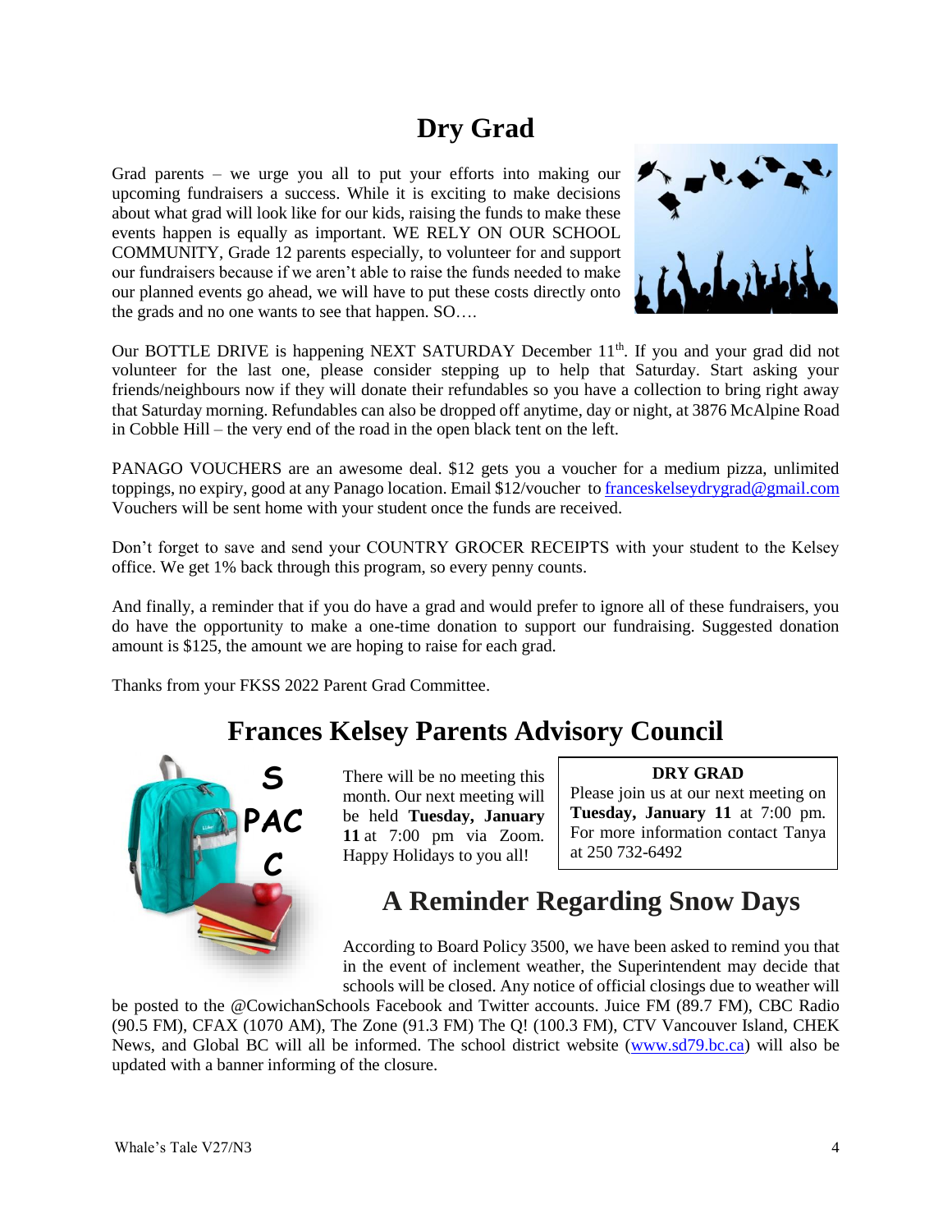# Dry Grad

Grad parents – we urge you all to put your efforts into making our upcoming fundraisers a success. While it is exciting to make decisions about what grad will look like for our kids, raising the funds to make these events happen is equally as important. WE RELY ON OUR SCHOOL COMMUNITY, Grade 12 parents especially, to volunteer for and support our fundraisers because if we aren't able to raise the funds needed to make our planned events go ahead, we will have to put these costs directly onto the grads and no one wants to see that happen. SO….

Our BOTTLE DRIVE is happening NEXT SATURDAY December 11th. If you and your grad did not volunteer for the last one, please consider stepping up to help that Saturday. Start asking your friends/neighbours now if they will donate their refundables so you have a collection to bring right away that Saturday morning. Refundables can also be dropped off anytime, day or night, at 3876 McAlpine Road in Cobble Hill – the very end of the road in the open black tent on the left.

PANAGO VOUCHERS are an awesome deal. $12 gets you a voucher for a medium pizza, unlimited toppings, no expiry, good at any Panago location. Email $12/voucher to franceskelseydrygrad@gmail.com Vouchers will be sent home with your student once the funds are received.

Don't forget to save and send your COUNTRY GROCER RECEIPTS with your student to the Kelsey office. We get 1% back through this program, so every penny counts.

And finally, a reminder that if you do have a grad and would prefer to ignore all of these fundraisers, you do have the opportunity to make a one-time donation to support our fundraising. Suggested donation amount is $125, the amount we are hoping to raise for each grad.

Thanks from your FKSS 2022 Parent Grad Committee.

# Frances Kelsey Parents Advisory Council

S
PAC
C

There will be no meeting this month. Our next meeting will be held **Tuesday, January 11** at 7:00 pm via Zoom. Happy Holidays to you all!

**DRY GRAD**

Please join us at our next meeting on **Tuesday, January 11** at 7:00 pm. For more information contact Tanya at 250 732-6492

# A Reminder Regarding Snow Days

According to Board Policy 3500, we have been asked to remind you that in the event of inclement weather, the Superintendent may decide that schools will be closed. Any notice of official closings due to weather will be posted to the @CowichanSchools Facebook and Twitter accounts. Juice FM (89.7 FM), CBC Radio (90.5 FM), CFAX (1070 AM), The Zone (91.3 FM) The Q! (100.3 FM), CTV Vancouver Island, CHEK News, and Global BC will all be informed. The school district website (www.sd79.bc.ca) will also be updated with a banner informing of the closure.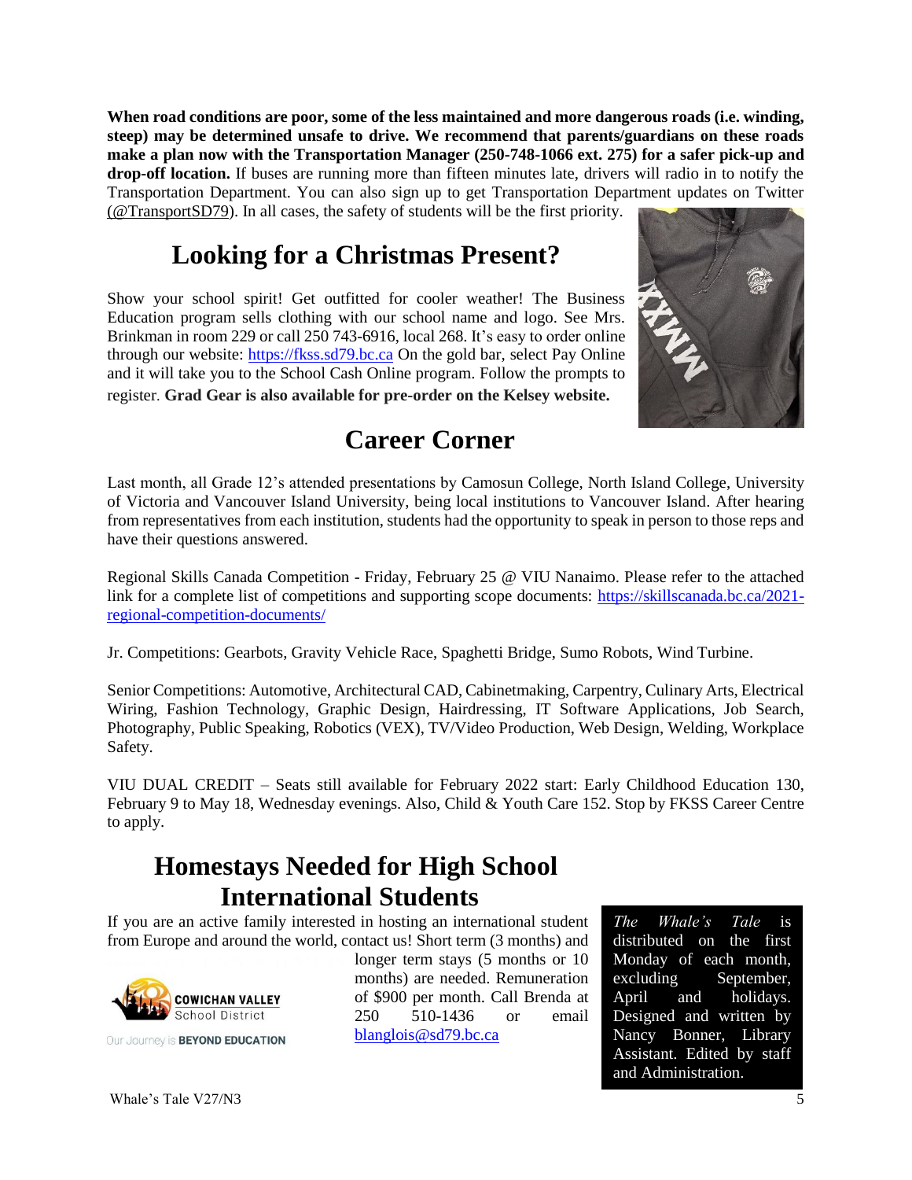**When road conditions are poor, some of the less maintained and more dangerous roads (i.e. winding, steep) may be determined unsafe to drive. We recommend that parents/guardians on these roads make a plan now with the Transportation Manager (250-748-1066 ext. 275) for a safer pick-up and drop-off location.** If buses are running more than fifteen minutes late, drivers will radio in to notify the Transportation Department. You can also sign up to get Transportation Department updates on Twitter (@TransportSD79). In all cases, the safety of students will be the first priority.

# Looking for a Christmas Present?

Show your school spirit! Get outfitted for cooler weather! The Business Education program sells clothing with our school name and logo. See Mrs. Brinkman in room 229 or call 250 743-6916, local 268. It's easy to order online through our website: https://fkss.sd79.bc.ca On the gold bar, select Pay Online and it will take you to the School Cash Online program. Follow the prompts to register. **Grad Gear is also available for pre-order on the Kelsey website.**

# Career Corner

Last month, all Grade 12's attended presentations by Camosun College, North Island College, University of Victoria and Vancouver Island University, being local institutions to Vancouver Island. After hearing from representatives from each institution, students had the opportunity to speak in person to those reps and have their questions answered.

Regional Skills Canada Competition - Friday, February 25 @ VIU Nanaimo. Please refer to the attached link for a complete list of competitions and supporting scope documents: https://skillscanada.bc.ca/2021-regional-competition-documents/

Jr. Competitions: Gearbots, Gravity Vehicle Race, Spaghetti Bridge, Sumo Robots, Wind Turbine.

Senior Competitions: Automotive, Architectural CAD, Cabinetmaking, Carpentry, Culinary Arts, Electrical Wiring, Fashion Technology, Graphic Design, Hairdressing, IT Software Applications, Job Search, Photography, Public Speaking, Robotics (VEX), TV/Video Production, Web Design, Welding, Workplace Safety.

VIU DUAL CREDIT – Seats still available for February 2022 start: Early Childhood Education 130, February 9 to May 18, Wednesday evenings. Also, Child & Youth Care 152. Stop by FKSS Career Centre to apply.

# Homestays Needed for High School International Students

If you are an active family interested in hosting an international student from Europe and around the world, contact us! Short term (3 months) and longer term stays (5 months or 10 months) are needed. Remuneration of $900 per month. Call Brenda at 250 510-1436 or email blanglois@sd79.bc.ca

COWICHAN VALLEY School District

Our Journey is BEYOND EDUCATION

*The Whale's Tale* is distributed on the first Monday of each month, excluding September, April and holidays. Designed and written by Nancy Bonner, Library Assistant. Edited by staff and Administration.